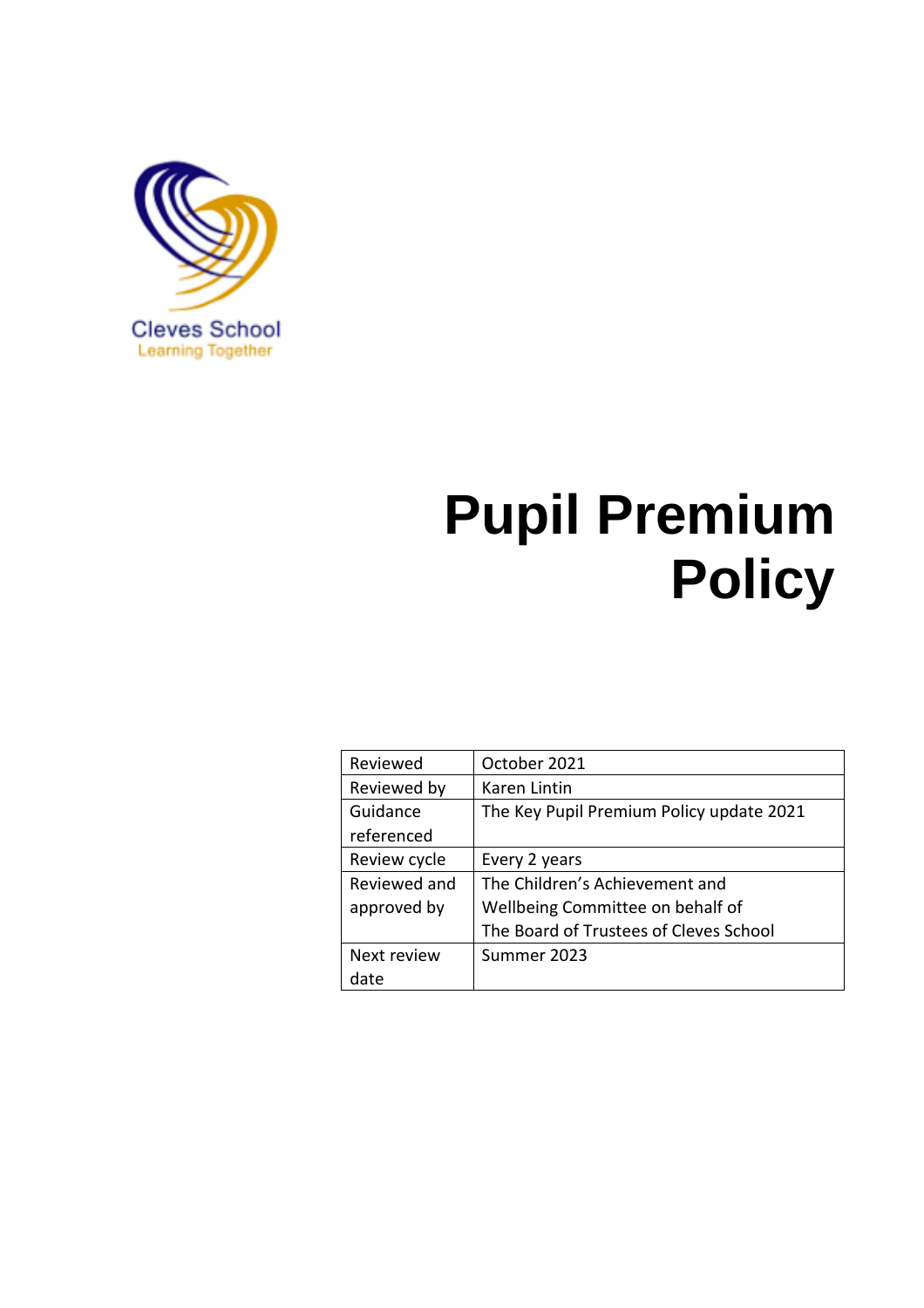Cleves School
Learning Together

# Pupil Premium Policy

| | |
|---|---|
| Reviewed | October 2021 |
| Reviewed by | Karen Lintin |
| Guidance referenced | The Key Pupil Premium Policy update 2021 |
| Review cycle | Every 2 years |
| Reviewed and approved by | The Children's Achievement and Wellbeing Committee on behalf of The Board of Trustees of Cleves School |
| Next review date | Summer 2023 |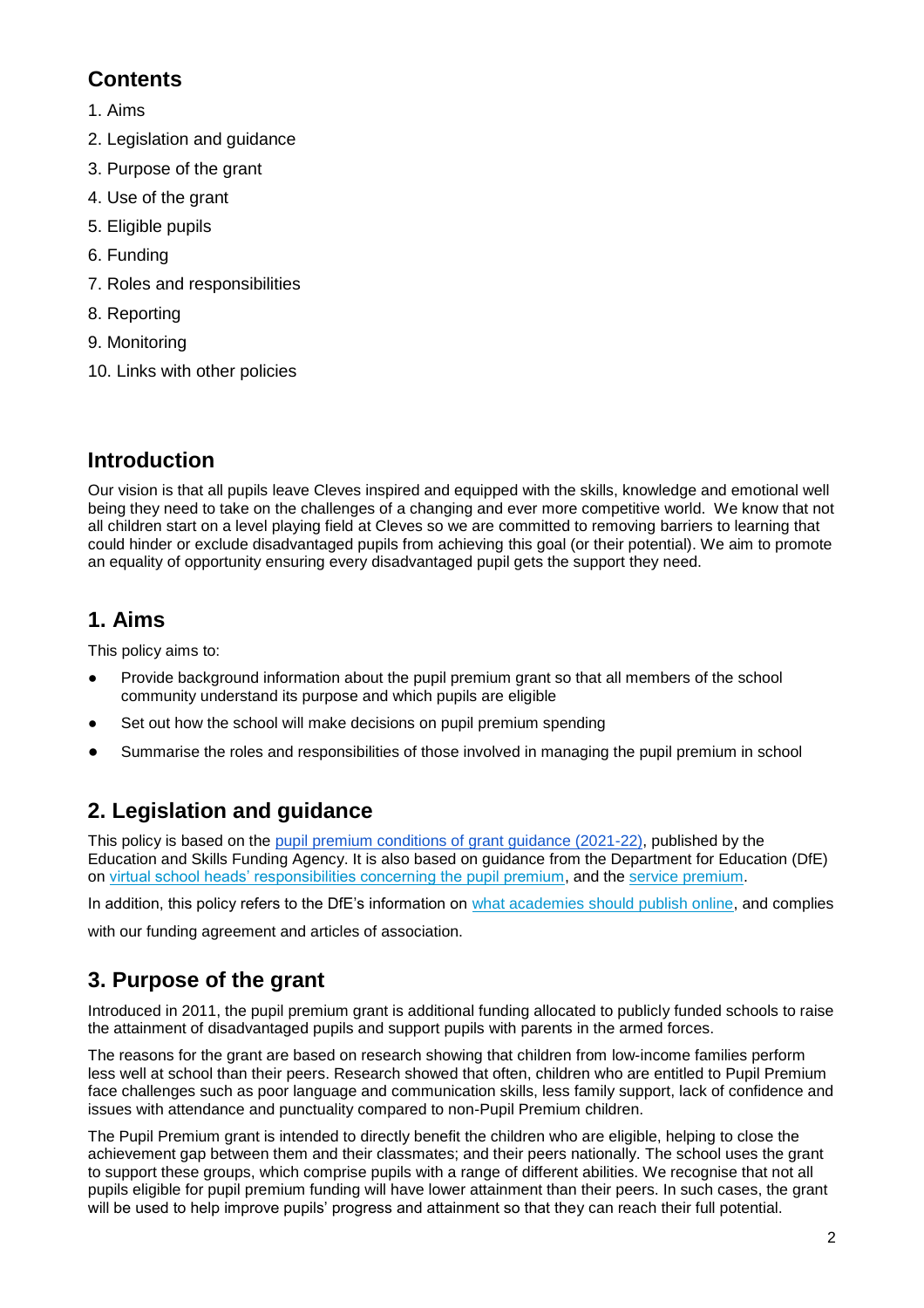## Contents

1. Aims
2. Legislation and guidance
3. Purpose of the grant
4. Use of the grant
5. Eligible pupils
6. Funding
7. Roles and responsibilities
8. Reporting
9. Monitoring
10. Links with other policies

## Introduction

Our vision is that all pupils leave Cleves inspired and equipped with the skills, knowledge and emotional well being they need to take on the challenges of a changing and ever more competitive world. We know that not all children start on a level playing field at Cleves so we are committed to removing barriers to learning that could hinder or exclude disadvantaged pupils from achieving this goal (or their potential). We aim to promote an equality of opportunity ensuring every disadvantaged pupil gets the support they need.

## 1. Aims

This policy aims to:

- Provide background information about the pupil premium grant so that all members of the school community understand its purpose and which pupils are eligible
- Set out how the school will make decisions on pupil premium spending
- Summarise the roles and responsibilities of those involved in managing the pupil premium in school

## 2. Legislation and guidance

This policy is based on the [pupil premium conditions of grant guidance (2021-22)](), published by the Education and Skills Funding Agency. It is also based on guidance from the Department for Education (DfE) on [virtual school heads' responsibilities concerning the pupil premium](), and the [service premium]().

In addition, this policy refers to the DfE's information on [what academies should publish online](), and complies with our funding agreement and articles of association.

## 3. Purpose of the grant

Introduced in 2011, the pupil premium grant is additional funding allocated to publicly funded schools to raise the attainment of disadvantaged pupils and support pupils with parents in the armed forces.

The reasons for the grant are based on research showing that children from low-income families perform less well at school than their peers. Research showed that often, children who are entitled to Pupil Premium face challenges such as poor language and communication skills, less family support, lack of confidence and issues with attendance and punctuality compared to non-Pupil Premium children.

The Pupil Premium grant is intended to directly benefit the children who are eligible, helping to close the achievement gap between them and their classmates; and their peers nationally. The school uses the grant to support these groups, which comprise pupils with a range of different abilities. We recognise that not all pupils eligible for pupil premium funding will have lower attainment than their peers. In such cases, the grant will be used to help improve pupils' progress and attainment so that they can reach their full potential.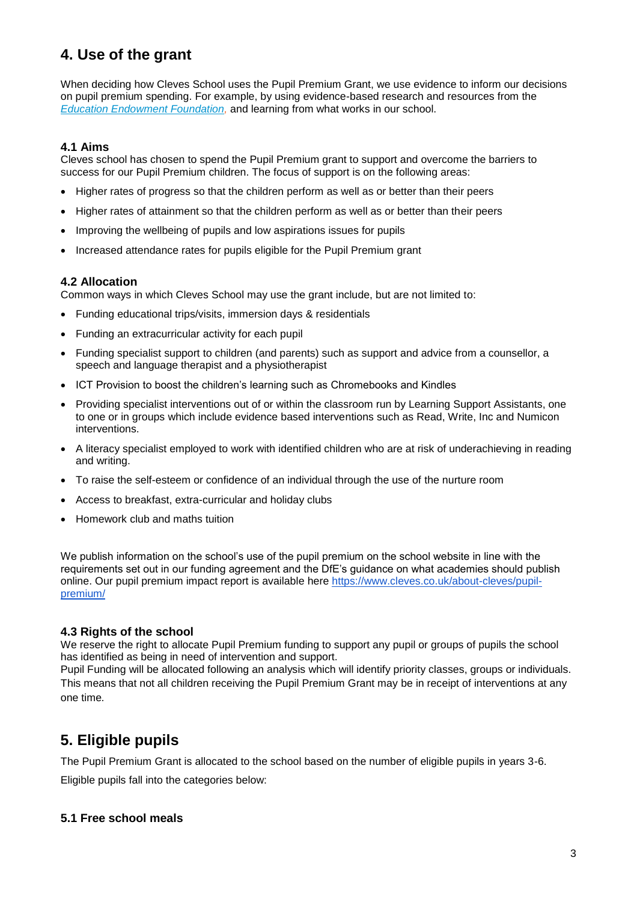## 4. Use of the grant

When deciding how Cleves School uses the Pupil Premium Grant, we use evidence to inform our decisions on pupil premium spending. For example, by using evidence-based research and resources from the *[Education Endowment Foundation](https://educationendowmentfoundation.org.uk)*, and learning from what works in our school.

### 4.1 Aims

Cleves school has chosen to spend the Pupil Premium grant to support and overcome the barriers to success for our Pupil Premium children. The focus of support is on the following areas:

- Higher rates of progress so that the children perform as well as or better than their peers
- Higher rates of attainment so that the children perform as well as or better than their peers
- Improving the wellbeing of pupils and low aspirations issues for pupils
- Increased attendance rates for pupils eligible for the Pupil Premium grant

### 4.2 Allocation

Common ways in which Cleves School may use the grant include, but are not limited to:

- Funding educational trips/visits, immersion days & residentials
- Funding an extracurricular activity for each pupil
- Funding specialist support to children (and parents) such as support and advice from a counsellor, a speech and language therapist and a physiotherapist
- ICT Provision to boost the children's learning such as Chromebooks and Kindles
- Providing specialist interventions out of or within the classroom run by Learning Support Assistants, one to one or in groups which include evidence based interventions such as Read, Write, Inc and Numicon interventions.
- A literacy specialist employed to work with identified children who are at risk of underachieving in reading and writing.
- To raise the self-esteem or confidence of an individual through the use of the nurture room
- Access to breakfast, extra-curricular and holiday clubs
- Homework club and maths tuition

We publish information on the school's use of the pupil premium on the school website in line with the requirements set out in our funding agreement and the DfE's guidance on what academies should publish online. Our pupil premium impact report is available here [https://www.cleves.co.uk/about-cleves/pupil-premium/](https://www.cleves.co.uk/about-cleves/pupil-premium/)

### 4.3 Rights of the school

We reserve the right to allocate Pupil Premium funding to support any pupil or groups of pupils the school has identified as being in need of intervention and support.
Pupil Funding will be allocated following an analysis which will identify priority classes, groups or individuals. This means that not all children receiving the Pupil Premium Grant may be in receipt of interventions at any one time.

## 5. Eligible pupils

The Pupil Premium Grant is allocated to the school based on the number of eligible pupils in years 3-6.

Eligible pupils fall into the categories below:

### 5.1 Free school meals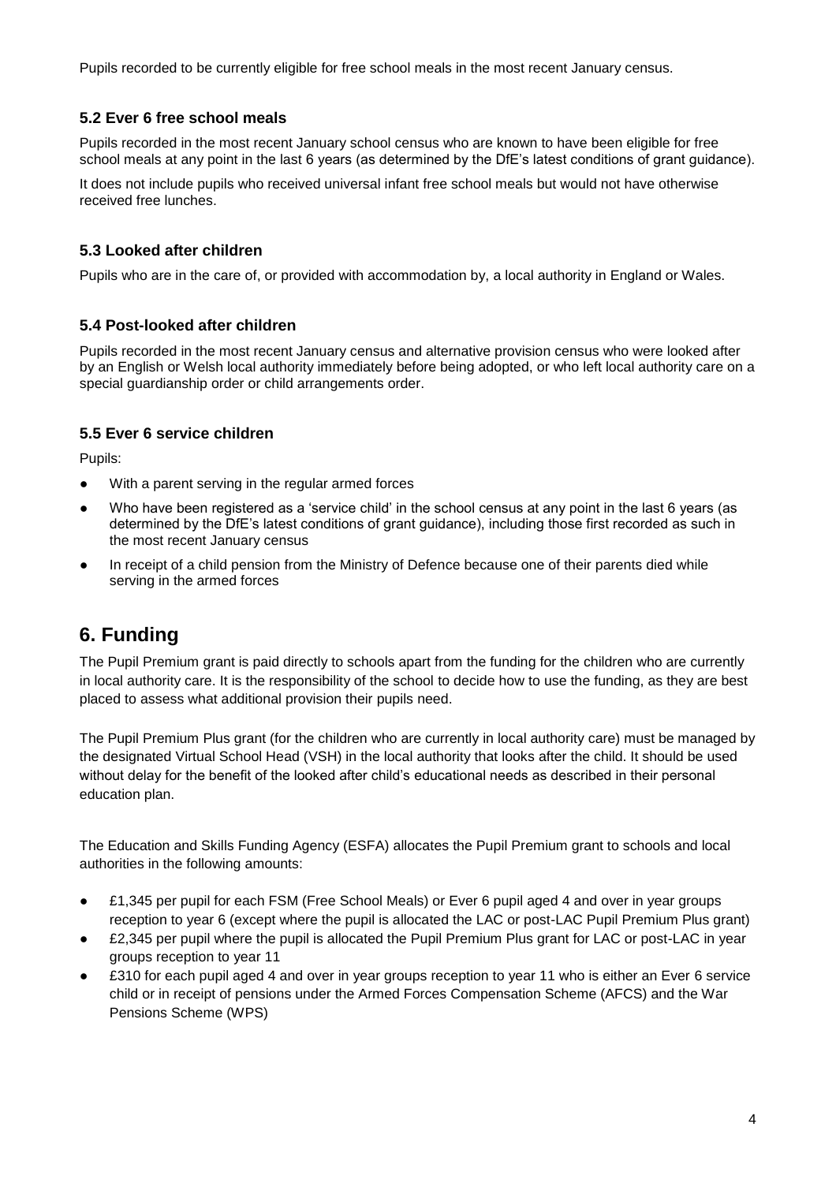Pupils recorded to be currently eligible for free school meals in the most recent January census.

### 5.2 Ever 6 free school meals

Pupils recorded in the most recent January school census who are known to have been eligible for free school meals at any point in the last 6 years (as determined by the DfE's latest conditions of grant guidance).

It does not include pupils who received universal infant free school meals but would not have otherwise received free lunches.

### 5.3 Looked after children

Pupils who are in the care of, or provided with accommodation by, a local authority in England or Wales.

### 5.4 Post-looked after children

Pupils recorded in the most recent January census and alternative provision census who were looked after by an English or Welsh local authority immediately before being adopted, or who left local authority care on a special guardianship order or child arrangements order.

### 5.5 Ever 6 service children

Pupils:

- With a parent serving in the regular armed forces
- Who have been registered as a 'service child' in the school census at any point in the last 6 years (as determined by the DfE's latest conditions of grant guidance), including those first recorded as such in the most recent January census
- In receipt of a child pension from the Ministry of Defence because one of their parents died while serving in the armed forces

## 6. Funding

The Pupil Premium grant is paid directly to schools apart from the funding for the children who are currently in local authority care. It is the responsibility of the school to decide how to use the funding, as they are best placed to assess what additional provision their pupils need.

The Pupil Premium Plus grant (for the children who are currently in local authority care) must be managed by the designated Virtual School Head (VSH) in the local authority that looks after the child. It should be used without delay for the benefit of the looked after child's educational needs as described in their personal education plan.

The Education and Skills Funding Agency (ESFA) allocates the Pupil Premium grant to schools and local authorities in the following amounts:

- £1,345 per pupil for each FSM (Free School Meals) or Ever 6 pupil aged 4 and over in year groups reception to year 6 (except where the pupil is allocated the LAC or post-LAC Pupil Premium Plus grant)
- £2,345 per pupil where the pupil is allocated the Pupil Premium Plus grant for LAC or post-LAC in year groups reception to year 11
- £310 for each pupil aged 4 and over in year groups reception to year 11 who is either an Ever 6 service child or in receipt of pensions under the Armed Forces Compensation Scheme (AFCS) and the War Pensions Scheme (WPS)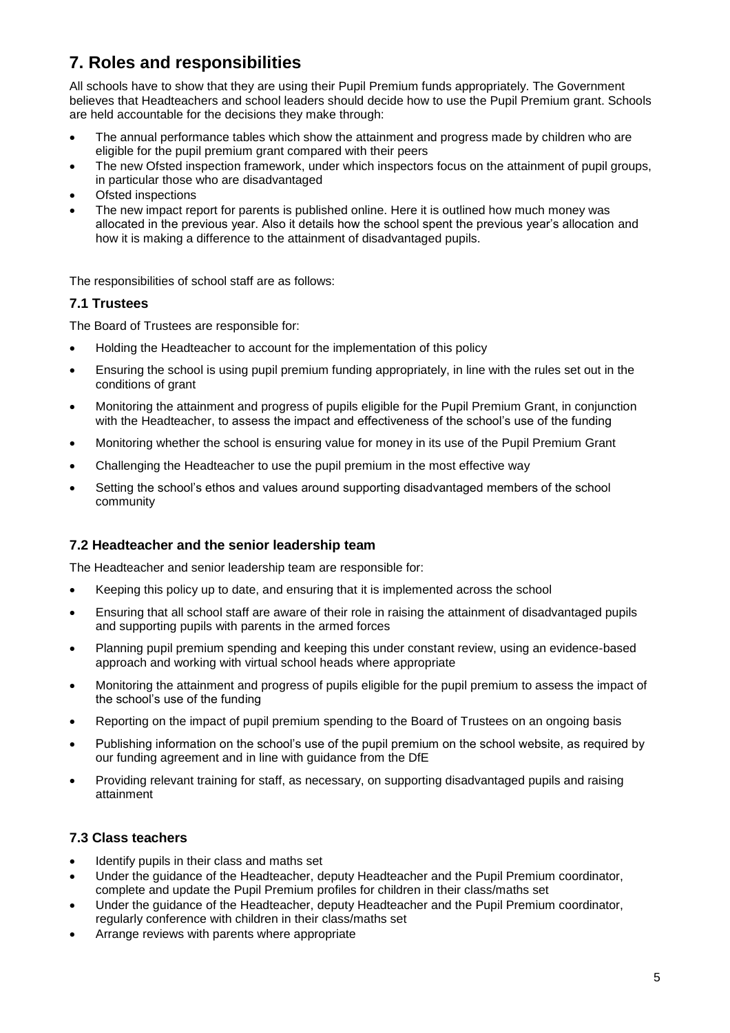## 7. Roles and responsibilities

All schools have to show that they are using their Pupil Premium funds appropriately. The Government believes that Headteachers and school leaders should decide how to use the Pupil Premium grant. Schools are held accountable for the decisions they make through:

- The annual performance tables which show the attainment and progress made by children who are eligible for the pupil premium grant compared with their peers
- The new Ofsted inspection framework, under which inspectors focus on the attainment of pupil groups, in particular those who are disadvantaged
- Ofsted inspections
- The new impact report for parents is published online. Here it is outlined how much money was allocated in the previous year. Also it details how the school spent the previous year's allocation and how it is making a difference to the attainment of disadvantaged pupils.

The responsibilities of school staff are as follows:

### 7.1 Trustees

The Board of Trustees are responsible for:

- Holding the Headteacher to account for the implementation of this policy
- Ensuring the school is using pupil premium funding appropriately, in line with the rules set out in the conditions of grant
- Monitoring the attainment and progress of pupils eligible for the Pupil Premium Grant, in conjunction with the Headteacher, to assess the impact and effectiveness of the school's use of the funding
- Monitoring whether the school is ensuring value for money in its use of the Pupil Premium Grant
- Challenging the Headteacher to use the pupil premium in the most effective way
- Setting the school's ethos and values around supporting disadvantaged members of the school community

### 7.2 Headteacher and the senior leadership team

The Headteacher and senior leadership team are responsible for:

- Keeping this policy up to date, and ensuring that it is implemented across the school
- Ensuring that all school staff are aware of their role in raising the attainment of disadvantaged pupils and supporting pupils with parents in the armed forces
- Planning pupil premium spending and keeping this under constant review, using an evidence-based approach and working with virtual school heads where appropriate
- Monitoring the attainment and progress of pupils eligible for the pupil premium to assess the impact of the school's use of the funding
- Reporting on the impact of pupil premium spending to the Board of Trustees on an ongoing basis
- Publishing information on the school's use of the pupil premium on the school website, as required by our funding agreement and in line with guidance from the DfE
- Providing relevant training for staff, as necessary, on supporting disadvantaged pupils and raising attainment

### 7.3 Class teachers

- Identify pupils in their class and maths set
- Under the guidance of the Headteacher, deputy Headteacher and the Pupil Premium coordinator, complete and update the Pupil Premium profiles for children in their class/maths set
- Under the guidance of the Headteacher, deputy Headteacher and the Pupil Premium coordinator, regularly conference with children in their class/maths set
- Arrange reviews with parents where appropriate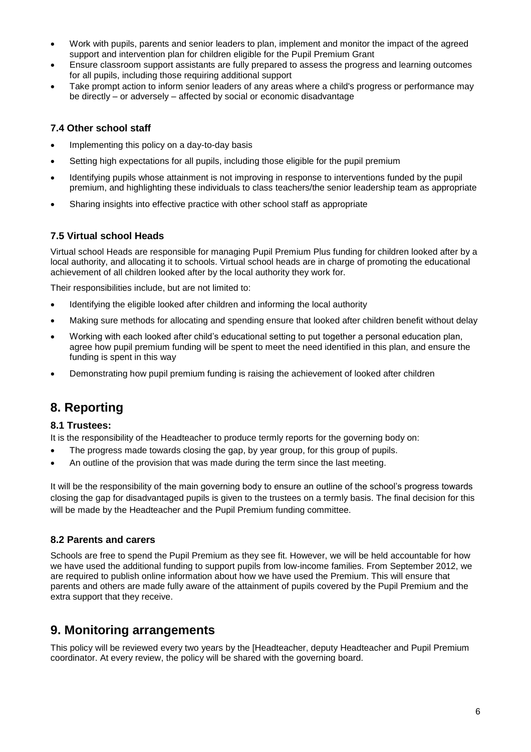- Work with pupils, parents and senior leaders to plan, implement and monitor the impact of the agreed support and intervention plan for children eligible for the Pupil Premium Grant
- Ensure classroom support assistants are fully prepared to assess the progress and learning outcomes for all pupils, including those requiring additional support
- Take prompt action to inform senior leaders of any areas where a child's progress or performance may be directly – or adversely – affected by social or economic disadvantage

### 7.4 Other school staff

- Implementing this policy on a day-to-day basis
- Setting high expectations for all pupils, including those eligible for the pupil premium
- Identifying pupils whose attainment is not improving in response to interventions funded by the pupil premium, and highlighting these individuals to class teachers/the senior leadership team as appropriate
- Sharing insights into effective practice with other school staff as appropriate

### 7.5 Virtual school Heads

Virtual school Heads are responsible for managing Pupil Premium Plus funding for children looked after by a local authority, and allocating it to schools. Virtual school heads are in charge of promoting the educational achievement of all children looked after by the local authority they work for.

Their responsibilities include, but are not limited to:

- Identifying the eligible looked after children and informing the local authority
- Making sure methods for allocating and spending ensure that looked after children benefit without delay
- Working with each looked after child's educational setting to put together a personal education plan, agree how pupil premium funding will be spent to meet the need identified in this plan, and ensure the funding is spent in this way
- Demonstrating how pupil premium funding is raising the achievement of looked after children

## 8. Reporting

### 8.1 Trustees:

It is the responsibility of the Headteacher to produce termly reports for the governing body on:

- The progress made towards closing the gap, by year group, for this group of pupils.
- An outline of the provision that was made during the term since the last meeting.

It will be the responsibility of the main governing body to ensure an outline of the school's progress towards closing the gap for disadvantaged pupils is given to the trustees on a termly basis. The final decision for this will be made by the Headteacher and the Pupil Premium funding committee.

### 8.2 Parents and carers

Schools are free to spend the Pupil Premium as they see fit. However, we will be held accountable for how we have used the additional funding to support pupils from low-income families. From September 2012, we are required to publish online information about how we have used the Premium. This will ensure that parents and others are made fully aware of the attainment of pupils covered by the Pupil Premium and the extra support that they receive.

## 9. Monitoring arrangements

This policy will be reviewed every two years by the [Headteacher, deputy Headteacher and Pupil Premium coordinator. At every review, the policy will be shared with the governing board.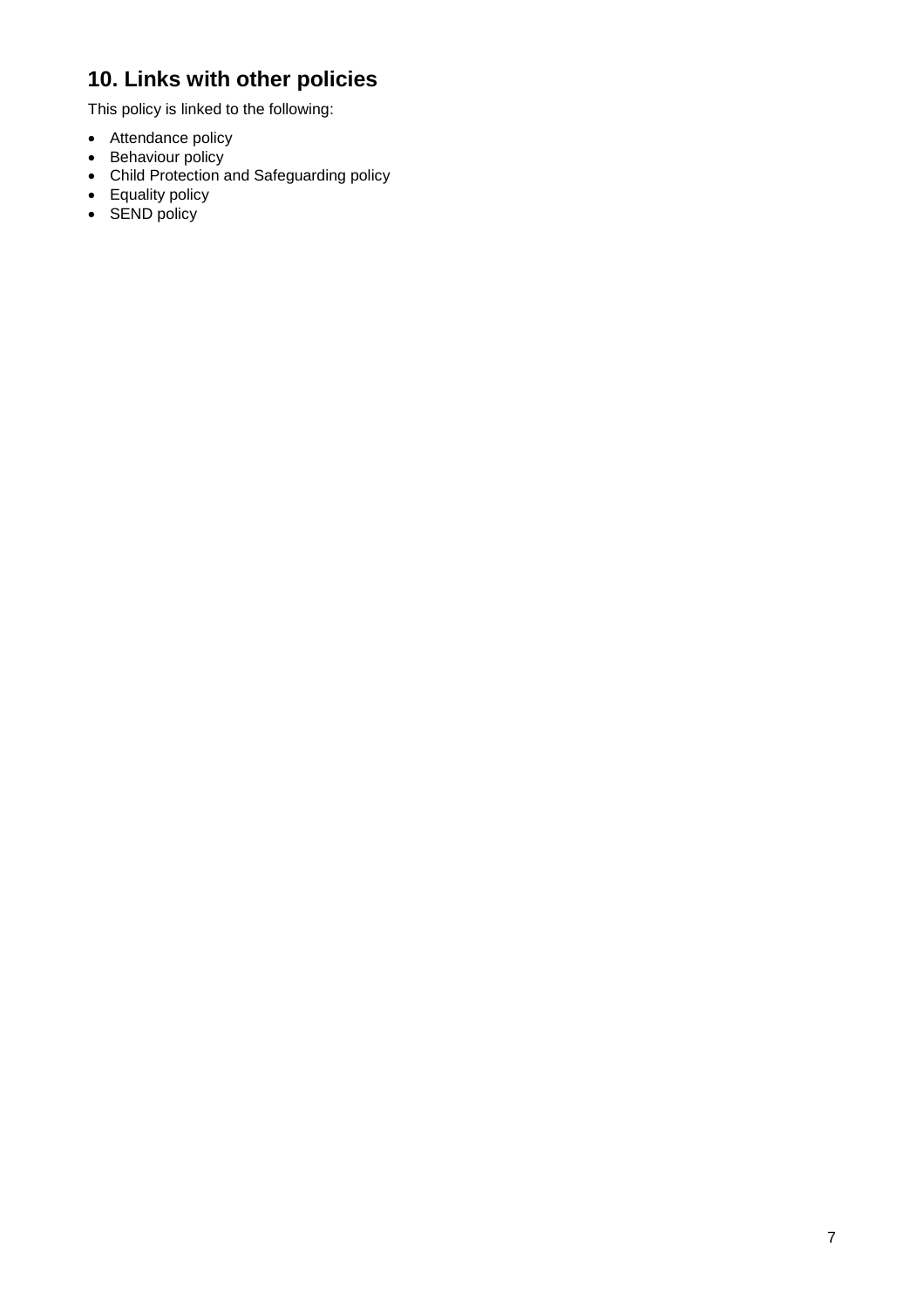## 10. Links with other policies

This policy is linked to the following:

- Attendance policy
- Behaviour policy
- Child Protection and Safeguarding policy
- Equality policy
- SEND policy